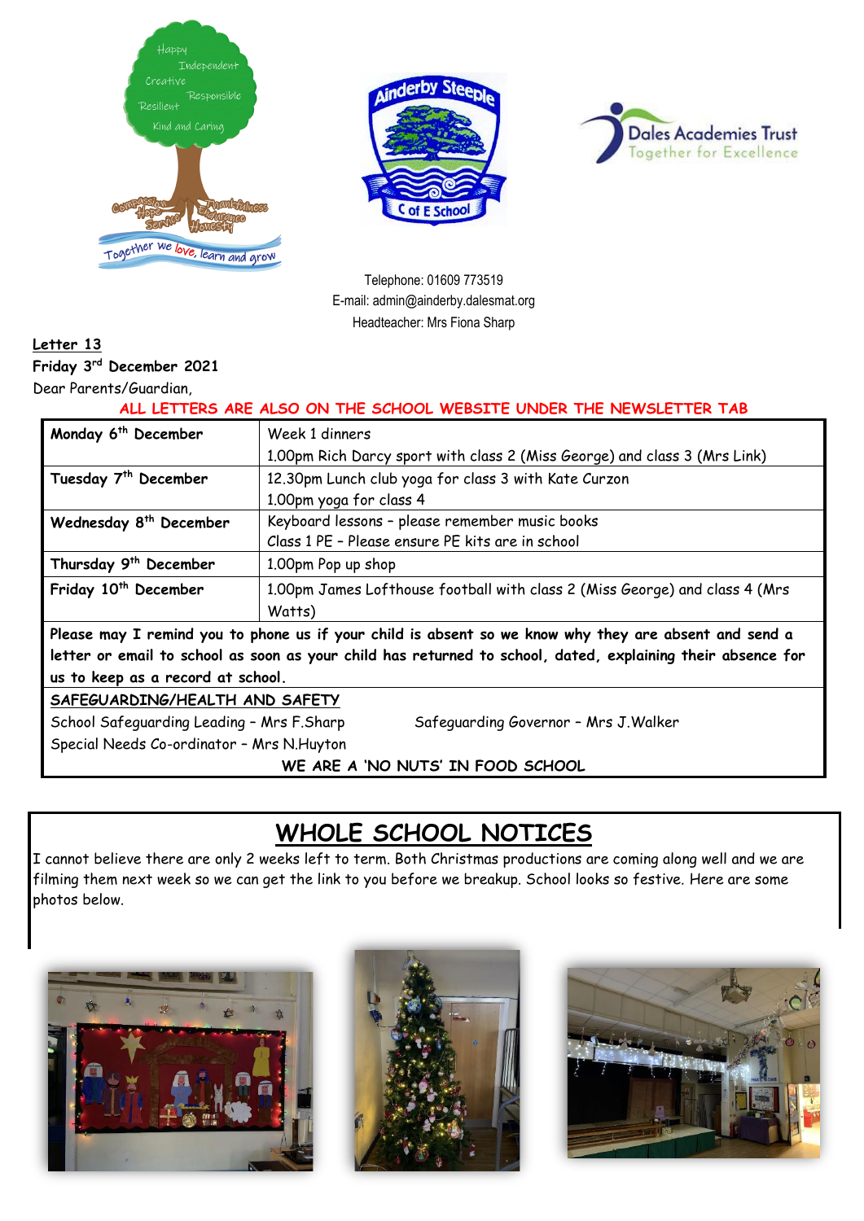Telephone: 01609 773519
E-mail: admin@ainderby.dalesmat.org
Headteacher: Mrs Fiona Sharp

**Letter 13**

**Friday 3rd December 2021**

Dear Parents/Guardian,

**ALL LETTERS ARE ALSO ON THE SCHOOL WEBSITE UNDER THE NEWSLETTER TAB**

| | |
|---|---|
| **Monday 6th December** | Week 1 dinners<br>1.00pm Rich Darcy sport with class 2 (Miss George) and class 3 (Mrs Link) |
| **Tuesday 7th December** | 12.30pm Lunch club yoga for class 3 with Kate Curzon<br>1.00pm yoga for class 4 |
| **Wednesday 8th December** | Keyboard lessons – please remember music books<br>Class 1 PE – Please ensure PE kits are in school |
| **Thursday 9th December** | 1.00pm Pop up shop |
| **Friday 10th December** | 1.00pm James Lofthouse football with class 2 (Miss George) and class 4 (Mrs Watts) |

**Please may I remind you to phone us if your child is absent so we know why they are absent and send a letter or email to school as soon as your child has returned to school, dated, explaining their absence for us to keep as a record at school.**

**SAFEGUARDING/HEALTH AND SAFETY**

School Safeguarding Leading – Mrs F.Sharp
Safeguarding Governor – Mrs J.Walker
Special Needs Co-ordinator – Mrs N.Huyton

**WE ARE A 'NO NUTS' IN FOOD SCHOOL**

# WHOLE SCHOOL NOTICES

I cannot believe there are only 2 weeks left to term. Both Christmas productions are coming along well and we are filming them next week so we can get the link to you before we breakup. School looks so festive. Here are some photos below.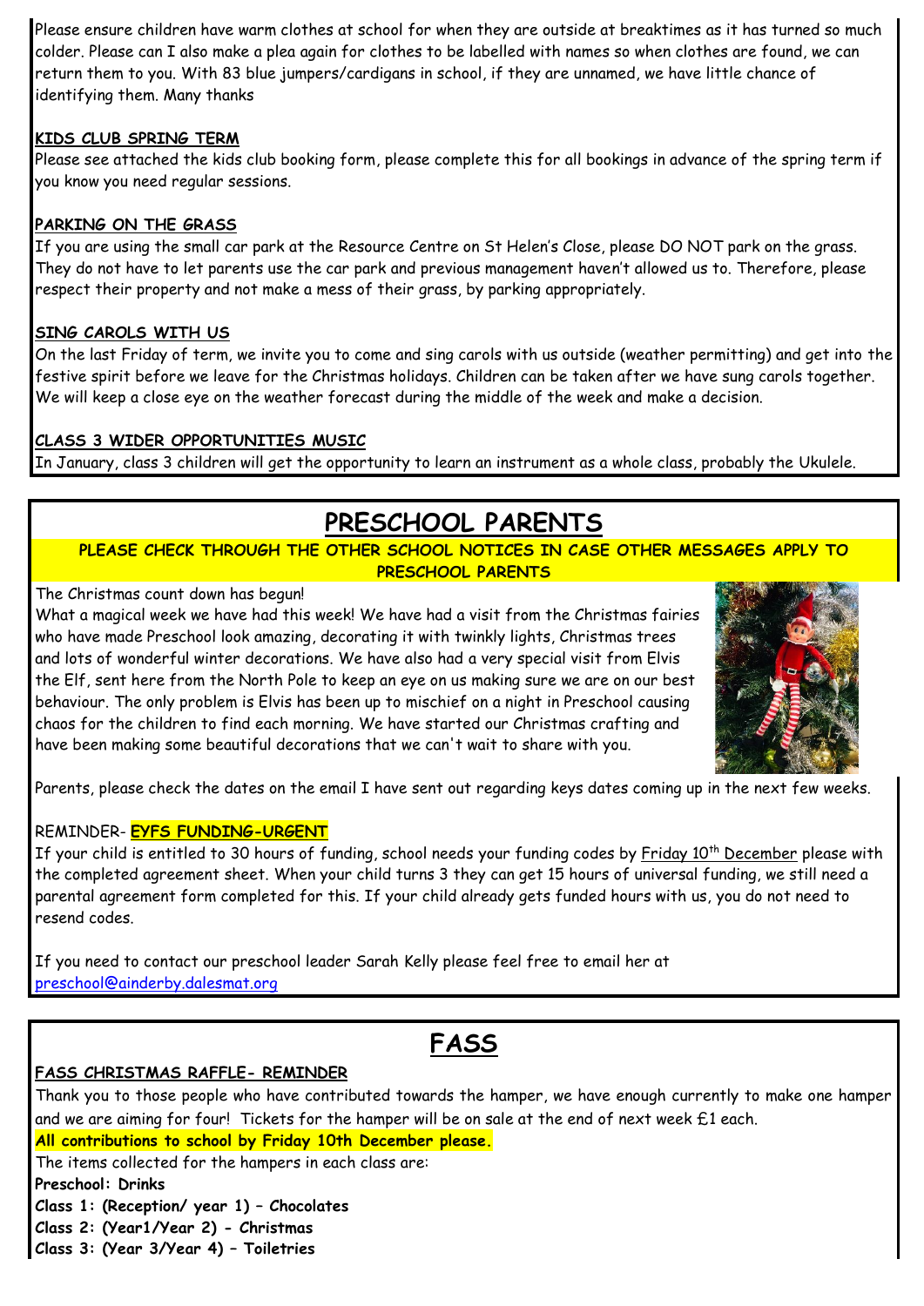Please ensure children have warm clothes at school for when they are outside at breaktimes as it has turned so much colder. Please can I also make a plea again for clothes to be labelled with names so when clothes are found, we can return them to you. With 83 blue jumpers/cardigans in school, if they are unnamed, we have little chance of identifying them. Many thanks

**KIDS CLUB SPRING TERM**

Please see attached the kids club booking form, please complete this for all bookings in advance of the spring term if you know you need regular sessions.

**PARKING ON THE GRASS**

If you are using the small car park at the Resource Centre on St Helen's Close, please DO NOT park on the grass. They do not have to let parents use the car park and previous management haven't allowed us to. Therefore, please respect their property and not make a mess of their grass, by parking appropriately.

**SING CAROLS WITH US**

On the last Friday of term, we invite you to come and sing carols with us outside (weather permitting) and get into the festive spirit before we leave for the Christmas holidays. Children can be taken after we have sung carols together. We will keep a close eye on the weather forecast during the middle of the week and make a decision.

**CLASS 3 WIDER OPPORTUNITIES MUSIC**

In January, class 3 children will get the opportunity to learn an instrument as a whole class, probably the Ukulele.

# PRESCHOOL PARENTS

**PLEASE CHECK THROUGH THE OTHER SCHOOL NOTICES IN CASE OTHER MESSAGES APPLY TO PRESCHOOL PARENTS**

The Christmas count down has begun!

What a magical week we have had this week! We have had a visit from the Christmas fairies who have made Preschool look amazing, decorating it with twinkly lights, Christmas trees and lots of wonderful winter decorations. We have also had a very special visit from Elvis the Elf, sent here from the North Pole to keep an eye on us making sure we are on our best behaviour. The only problem is Elvis has been up to mischief on a night in Preschool causing chaos for the children to find each morning. We have started our Christmas crafting and have been making some beautiful decorations that we can't wait to share with you.

Parents, please check the dates on the email I have sent out regarding keys dates coming up in the next few weeks.

REMINDER- **EYFS FUNDING-URGENT**

If your child is entitled to 30 hours of funding, school needs your funding codes by Friday 10th December please with the completed agreement sheet. When your child turns 3 they can get 15 hours of universal funding, we still need a parental agreement form completed for this. If your child already gets funded hours with us, you do not need to resend codes.

If you need to contact our preschool leader Sarah Kelly please feel free to email her at preschool@ainderby.dalesmat.org

# FASS

**FASS CHRISTMAS RAFFLE- REMINDER**

Thank you to those people who have contributed towards the hamper, we have enough currently to make one hamper and we are aiming for four! Tickets for the hamper will be on sale at the end of next week £1 each.

**All contributions to school by Friday 10th December please.**

The items collected for the hampers in each class are:

**Preschool: Drinks**

**Class 1: (Reception/ year 1) – Chocolates**

**Class 2: (Year1/Year 2) - Christmas**

**Class 3: (Year 3/Year 4) – Toiletries**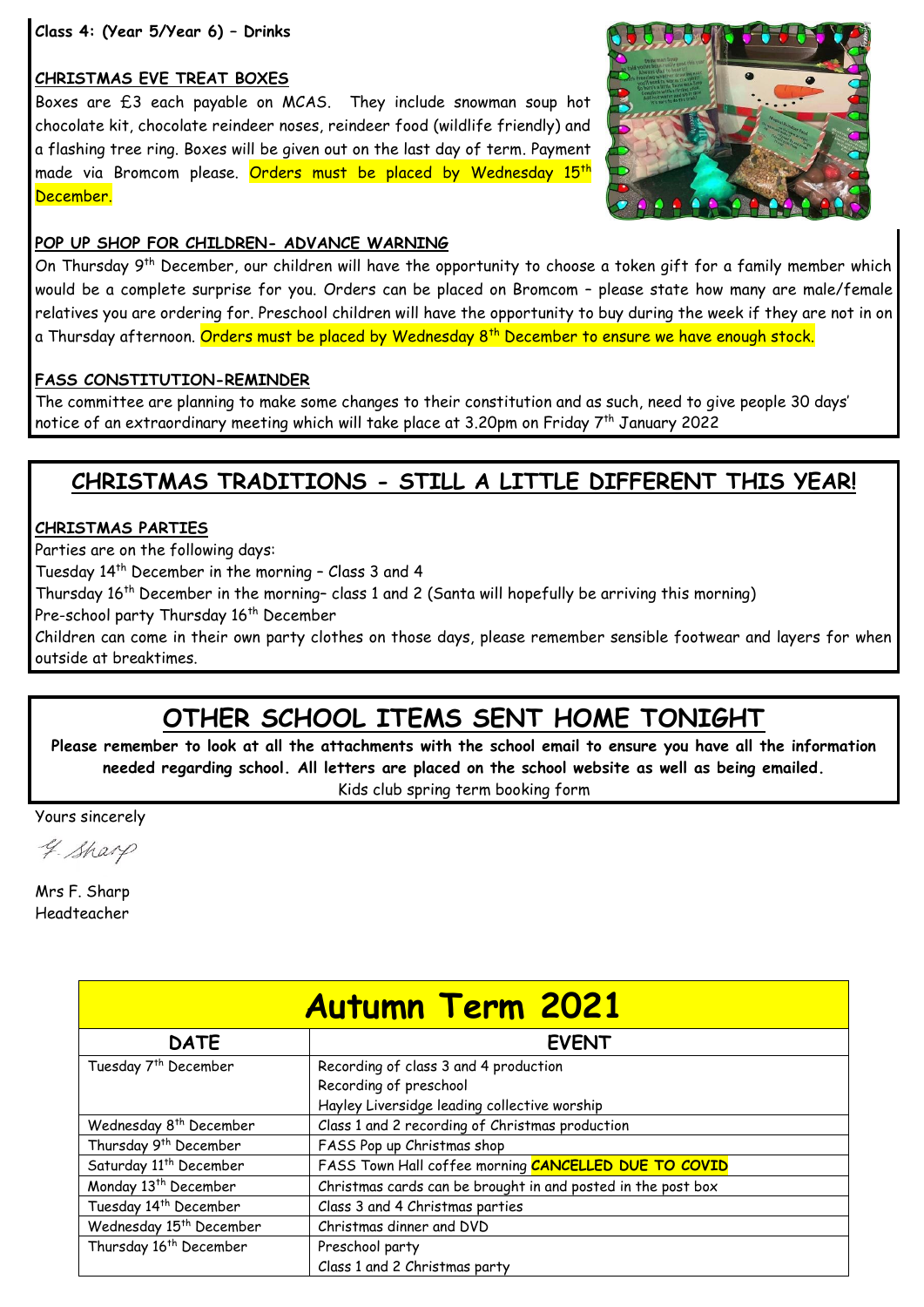**Class 4: (Year 5/Year 6) – Drinks**

**CHRISTMAS EVE TREAT BOXES**

Boxes are £3 each payable on MCAS. They include snowman soup hot chocolate kit, chocolate reindeer noses, reindeer food (wildlife friendly) and a flashing tree ring. Boxes will be given out on the last day of term. Payment made via Bromcom please. Orders must be placed by Wednesday 15th December.

**POP UP SHOP FOR CHILDREN- ADVANCE WARNING**

On Thursday 9th December, our children will have the opportunity to choose a token gift for a family member which would be a complete surprise for you. Orders can be placed on Bromcom – please state how many are male/female relatives you are ordering for. Preschool children will have the opportunity to buy during the week if they are not in on a Thursday afternoon. Orders must be placed by Wednesday 8th December to ensure we have enough stock.

**FASS CONSTITUTION-REMINDER**

The committee are planning to make some changes to their constitution and as such, need to give people 30 days' notice of an extraordinary meeting which will take place at 3.20pm on Friday 7th January 2022

## CHRISTMAS TRADITIONS - STILL A LITTLE DIFFERENT THIS YEAR!

**CHRISTMAS PARTIES**

Parties are on the following days:

Tuesday 14th December in the morning – Class 3 and 4

Thursday 16th December in the morning– class 1 and 2 (Santa will hopefully be arriving this morning)

Pre-school party Thursday 16th December

Children can come in their own party clothes on those days, please remember sensible footwear and layers for when outside at breaktimes.

## OTHER SCHOOL ITEMS SENT HOME TONIGHT

**Please remember to look at all the attachments with the school email to ensure you have all the information needed regarding school. All letters are placed on the school website as well as being emailed.**

Kids club spring term booking form

Yours sincerely

F. Sharp

Mrs F. Sharp
Headteacher

## Autumn Term 2021

| DATE | EVENT |
|---|---|
| Tuesday 7th December | Recording of class 3 and 4 production<br>Recording of preschool<br>Hayley Liversidge leading collective worship |
| Wednesday 8th December | Class 1 and 2 recording of Christmas production |
| Thursday 9th December | FASS Pop up Christmas shop |
| Saturday 11th December | FASS Town Hall coffee morning **CANCELLED DUE TO COVID** |
| Monday 13th December | Christmas cards can be brought in and posted in the post box |
| Tuesday 14th December | Class 3 and 4 Christmas parties |
| Wednesday 15th December | Christmas dinner and DVD |
| Thursday 16th December | Preschool party<br>Class 1 and 2 Christmas party |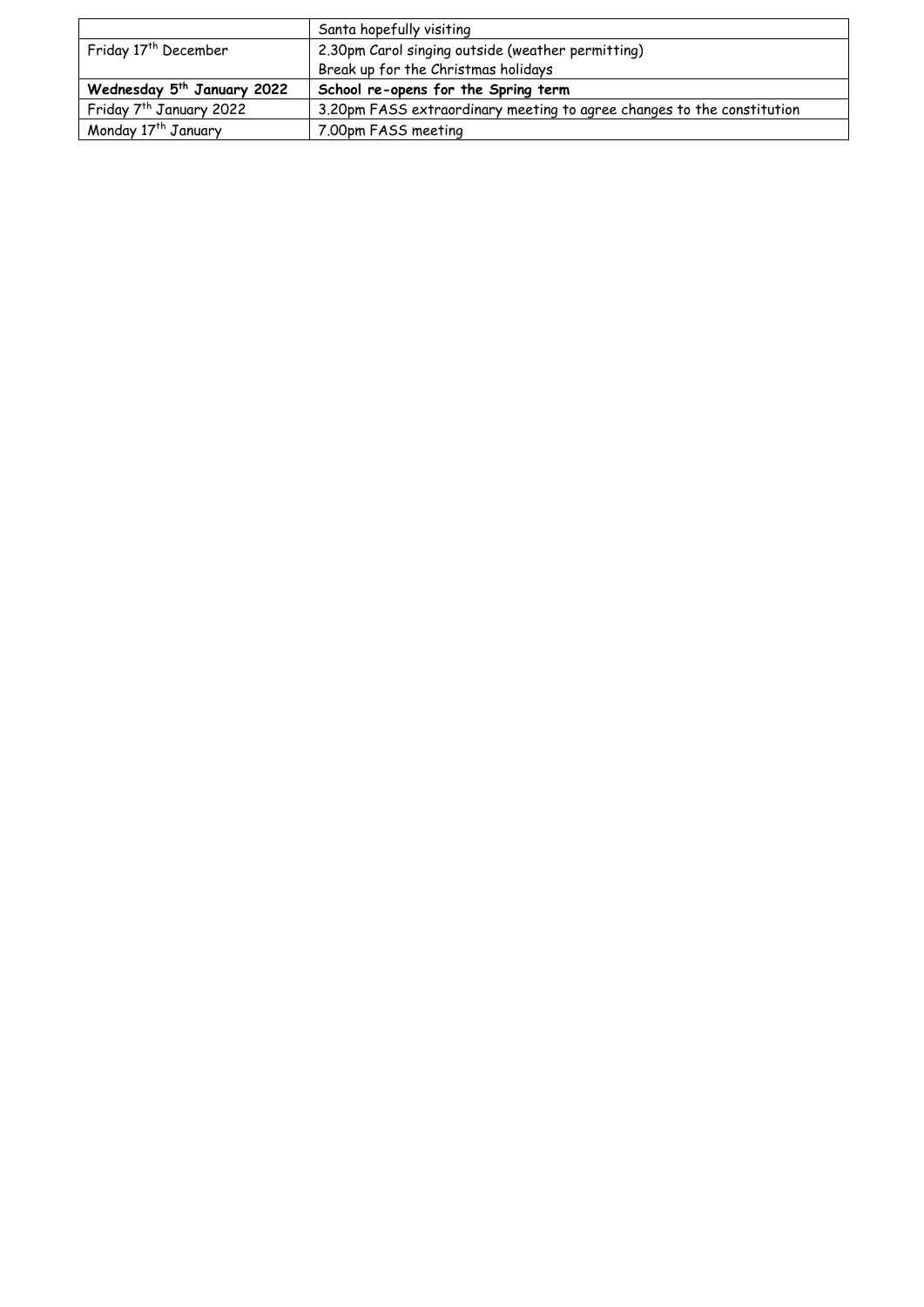| | |
|---|---|
| | Santa hopefully visiting |
| Friday 17th December | 2.30pm Carol singing outside (weather permitting)<br>Break up for the Christmas holidays |
| **Wednesday 5th January 2022** | **School re-opens for the Spring term** |
| Friday 7th January 2022 | 3.20pm FASS extraordinary meeting to agree changes to the constitution |
| Monday 17th January | 7.00pm FASS meeting |